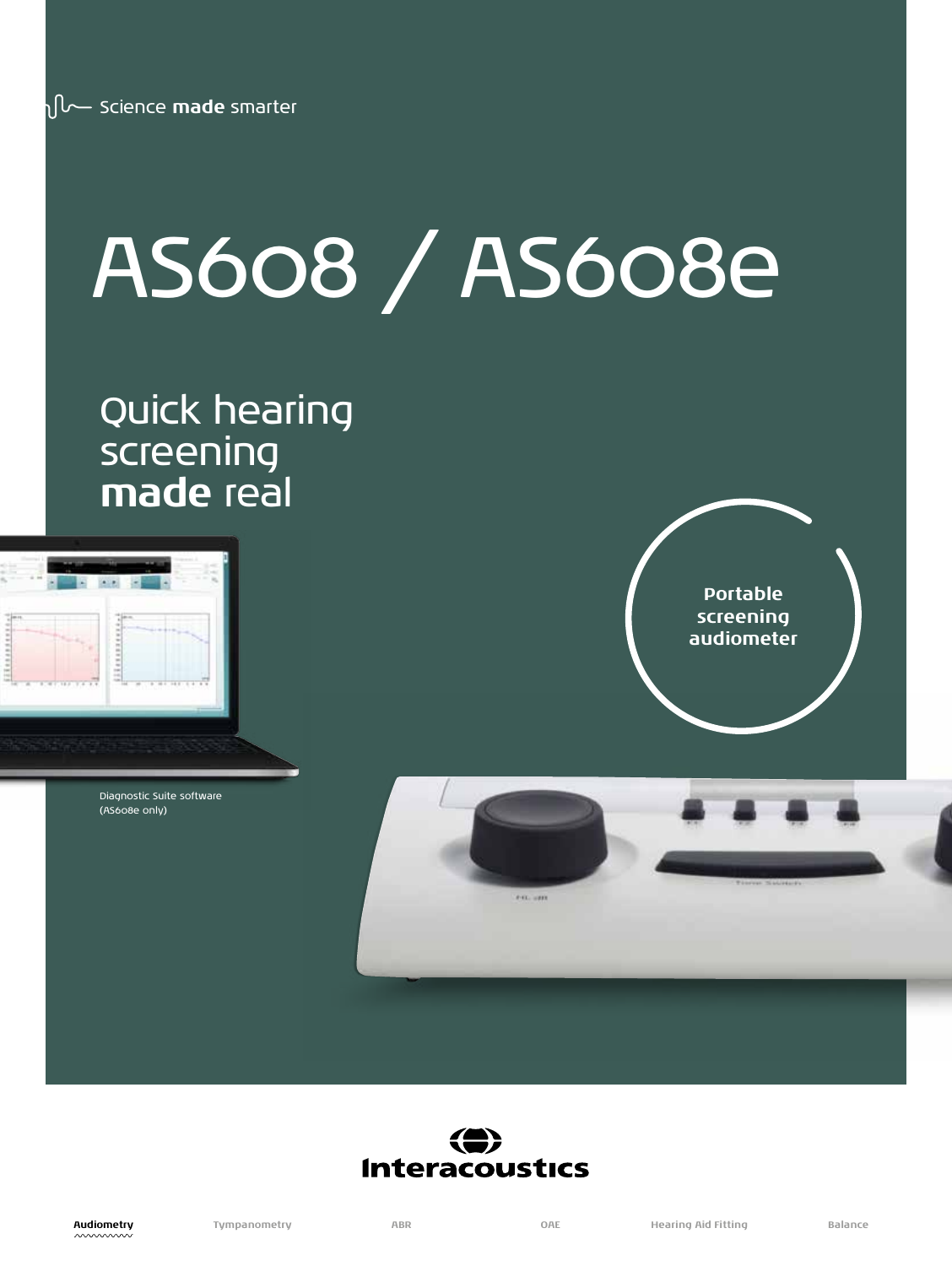Science **made** smarter

# AS608 / AS608e

## Quick hearing screening **made** real

**Portable screening audiometer**

Diagnostic Suite software (AS608e only)

Interacoustics

**Audiometry** Tympanometry ABR OAE Hearing Aid Fitting Balance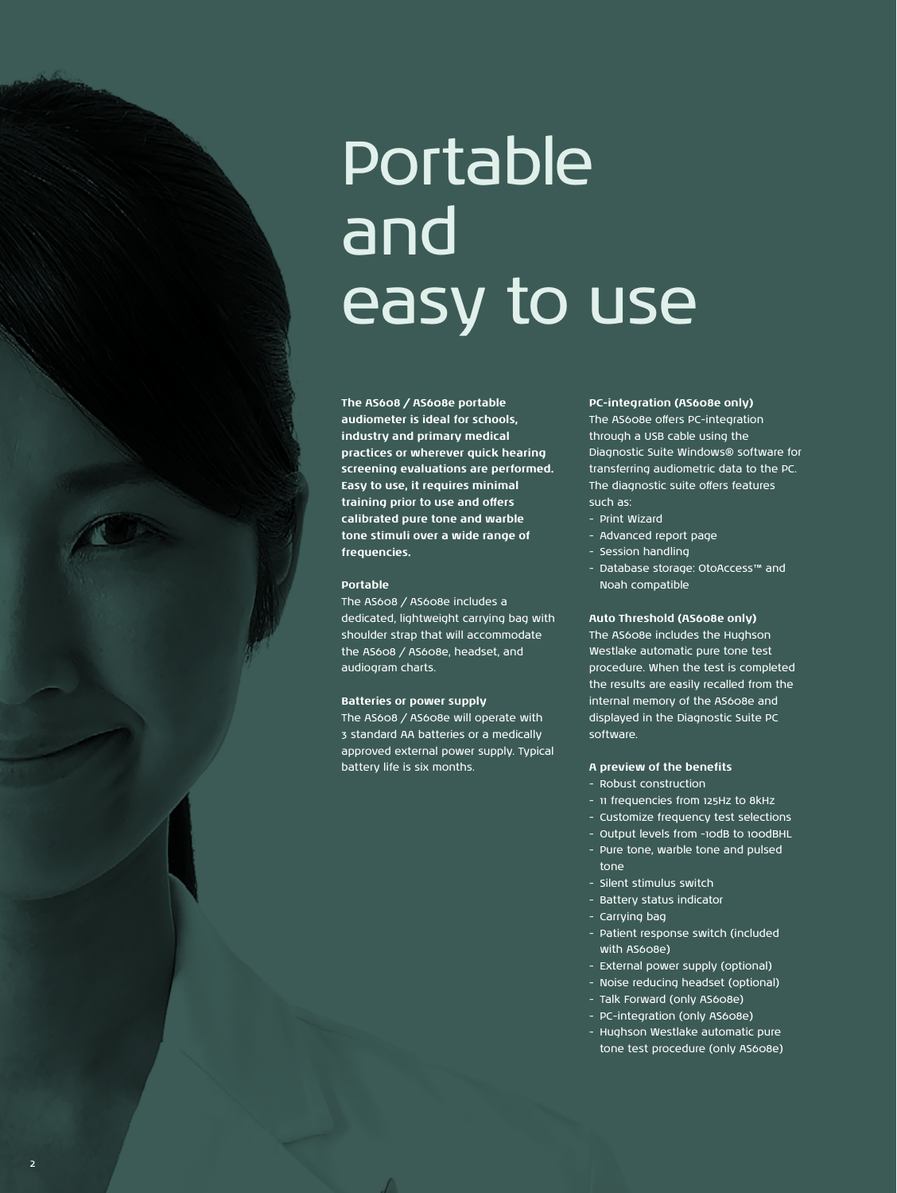# Portable and easy to use

**The AS608 / AS608e portable audiometer is ideal for schools, industry and primary medical practices or wherever quick hearing screening evaluations are performed. Easy to use, it requires minimal training prior to use and offers calibrated pure tone and warble tone stimuli over a wide range of frequencies.**

**Portable**

The AS608 / AS608e includes a dedicated, lightweight carrying bag with shoulder strap that will accommodate the AS608 / AS608e, headset, and audiogram charts.

**Batteries or power supply**

The AS608 / AS608e will operate with 3 standard AA batteries or a medically approved external power supply. Typical battery life is six months.

**PC-integration (AS608e only)**

The AS608e offers PC-integration through a USB cable using the Diagnostic Suite Windows® software for transferring audiometric data to the PC. The diagnostic suite offers features such as:

- Print Wizard
- Advanced report page
- Session handling
- Database storage: OtoAccess™ and Noah compatible

**Auto Threshold (AS608e only)**

The AS608e includes the Hughson Westlake automatic pure tone test procedure. When the test is completed the results are easily recalled from the internal memory of the AS608e and displayed in the Diagnostic Suite PC software.

**A preview of the benefits**

- Robust construction
- 11 frequencies from 125Hz to 8kHz
- Customize frequency test selections
- Output levels from -10dB to 100dBHL
- Pure tone, warble tone and pulsed tone
- Silent stimulus switch
- Battery status indicator
- Carrying bag
- Patient response switch (included with AS608e)
- External power supply (optional)
- Noise reducing headset (optional)
- Talk Forward (only AS608e)
- PC-integration (only AS608e)
- Hughson Westlake automatic pure tone test procedure (only AS608e)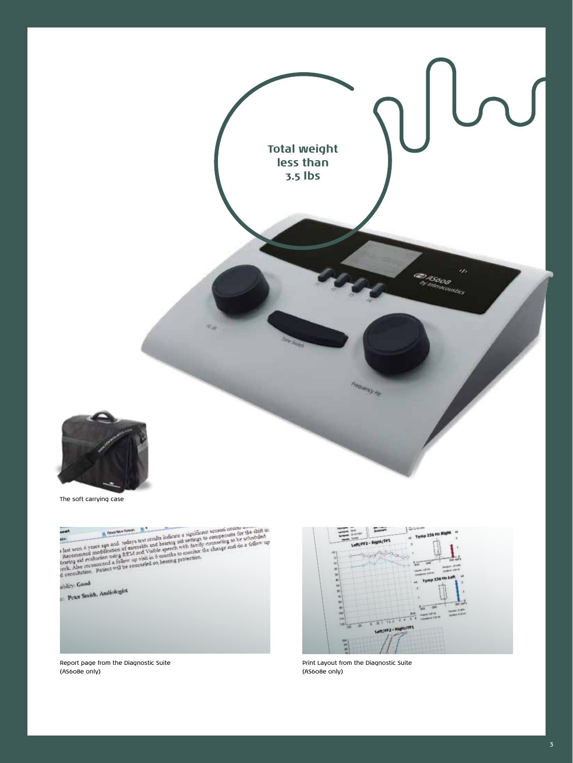Total weight less than 3.5 lbs

The soft carrying case

Report page from the Diagnostic Suite (AS608e only)

Print Layout from the Diagnostic Suite (AS608e only)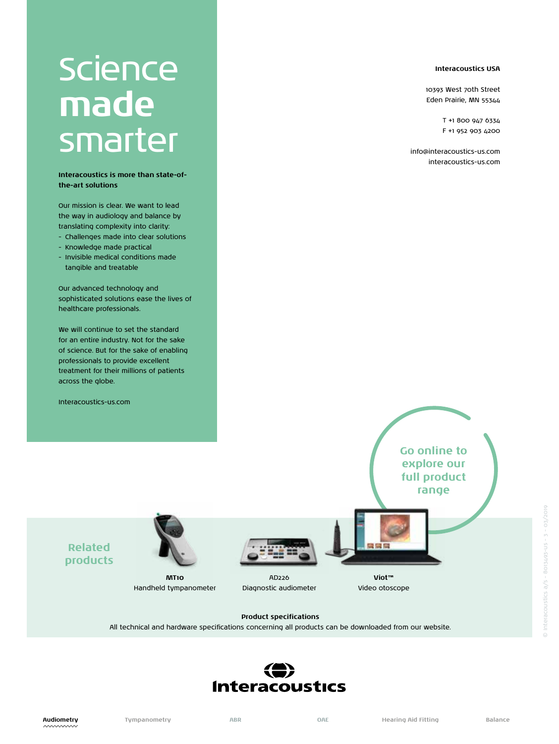# Science made smarter

**Interacoustics is more than state-of-the-art solutions**

Our mission is clear. We want to lead the way in audiology and balance by translating complexity into clarity:

- Challenges made into clear solutions
- Knowledge made practical
- Invisible medical conditions made tangible and treatable

Our advanced technology and sophisticated solutions ease the lives of healthcare professionals.

We will continue to set the standard for an entire industry. Not for the sake of science. But for the sake of enabling professionals to provide excellent treatment for their millions of patients across the globe.

Interacoustics-us.com

**Interacoustics USA**

10393 West 70th Street
Eden Prairie, MN 55344

T +1 800 947 6334
F +1 952 903 4200

info@interacoustics-us.com
interacoustics-us.com

Go online to explore our full product range

## Related products

**MT10**
Handheld tympanometer

AD226
Diagnostic audiometer

**Viot™**
Video otoscope

**Product specifications**
All technical and hardware specifications concerning all products can be downloaded from our website.

© Interacoustics A/S - 8013493-US - 3 - 03/2019

Interacoustics

Audiometry | Tympanometry | ABR | OAE | Hearing Aid Fitting | Balance